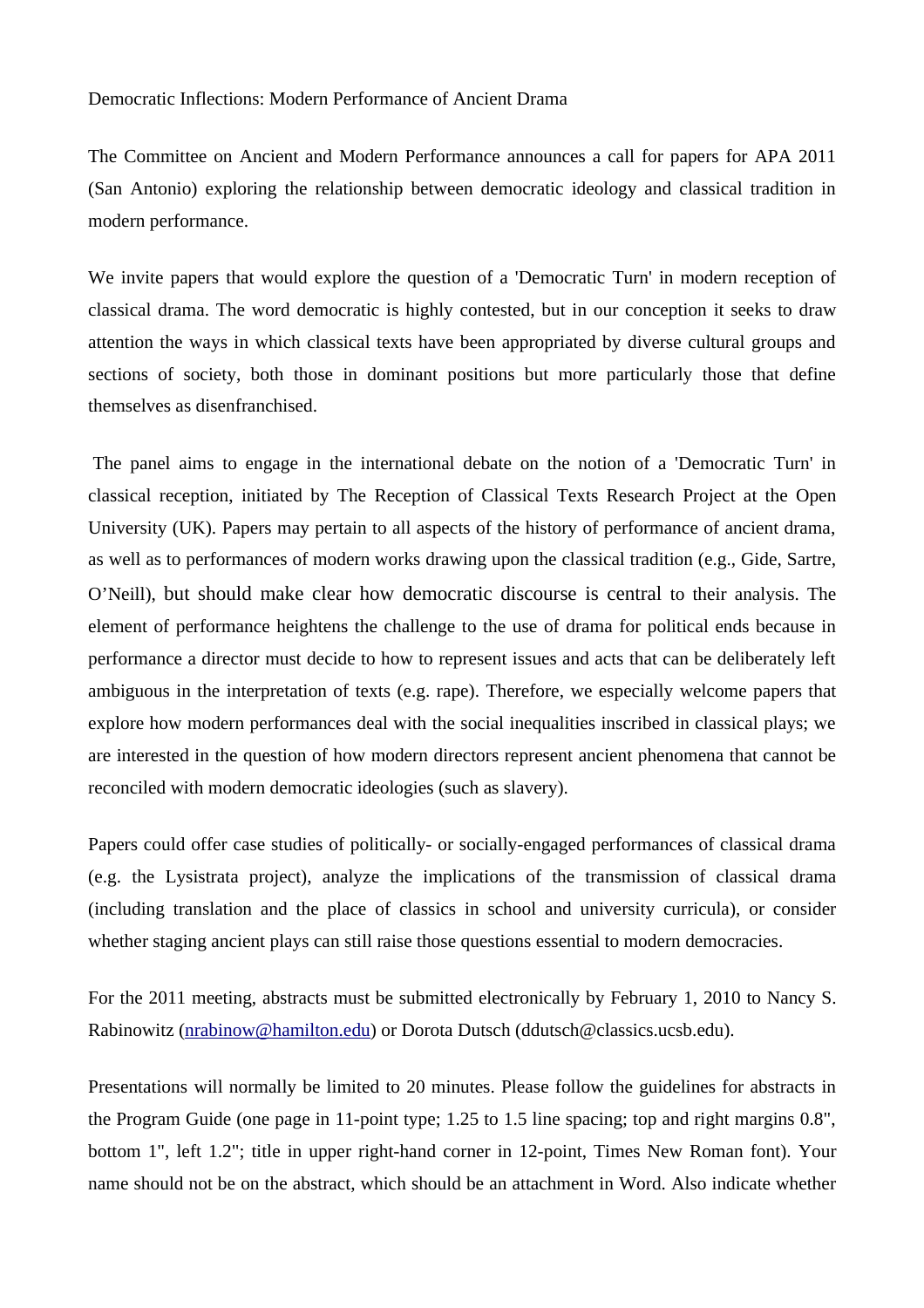Democratic Inflections: Modern Performance of Ancient Drama

The Committee on Ancient and Modern Performance announces a call for papers for APA 2011 (San Antonio) exploring the relationship between democratic ideology and classical tradition in modern performance.

We invite papers that would explore the question of a 'Democratic Turn' in modern reception of classical drama. The word democratic is highly contested, but in our conception it seeks to draw attention the ways in which classical texts have been appropriated by diverse cultural groups and sections of society, both those in dominant positions but more particularly those that define themselves as disenfranchised.

The panel aims to engage in the international debate on the notion of a 'Democratic Turn' in classical reception, initiated by The Reception of Classical Texts Research Project at the Open University (UK). Papers may pertain to all aspects of the history of performance of ancient drama, as well as to performances of modern works drawing upon the classical tradition (e.g., Gide, Sartre, O'Neill), but should make clear how democratic discourse is central to their analysis. The element of performance heightens the challenge to the use of drama for political ends because in performance a director must decide to how to represent issues and acts that can be deliberately left ambiguous in the interpretation of texts (e.g. rape). Therefore, we especially welcome papers that explore how modern performances deal with the social inequalities inscribed in classical plays; we are interested in the question of how modern directors represent ancient phenomena that cannot be reconciled with modern democratic ideologies (such as slavery).

Papers could offer case studies of politically- or socially-engaged performances of classical drama (e.g. the Lysistrata project), analyze the implications of the transmission of classical drama (including translation and the place of classics in school and university curricula), or consider whether staging ancient plays can still raise those questions essential to modern democracies.

For the 2011 meeting, abstracts must be submitted electronically by February 1, 2010 to Nancy S. Rabinowitz (nrabinow@hamilton.edu) or Dorota Dutsch (ddutsch@classics.ucsb.edu).

Presentations will normally be limited to 20 minutes. Please follow the guidelines for abstracts in the Program Guide (one page in 11-point type; 1.25 to 1.5 line spacing; top and right margins 0.8", bottom 1", left 1.2"; title in upper right-hand corner in 12-point, Times New Roman font). Your name should not be on the abstract, which should be an attachment in Word. Also indicate whether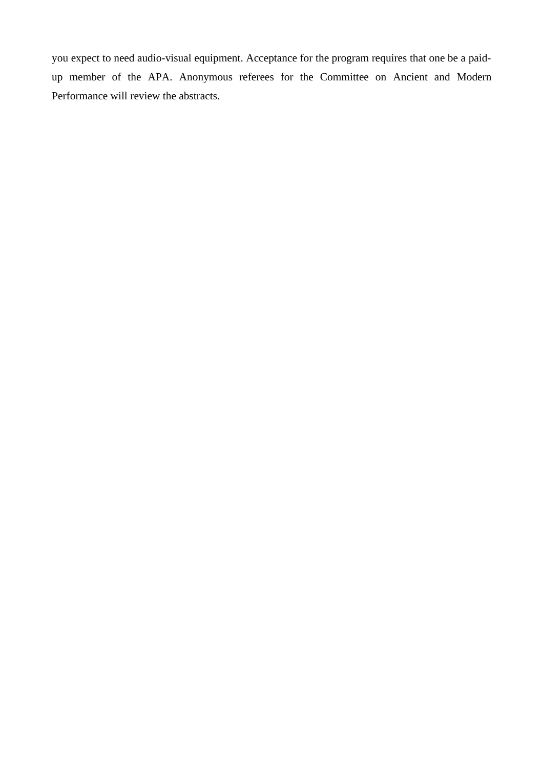you expect to need audio-visual equipment. Acceptance for the program requires that one be a paid-up member of the APA. Anonymous referees for the Committee on Ancient and Modern Performance will review the abstracts.